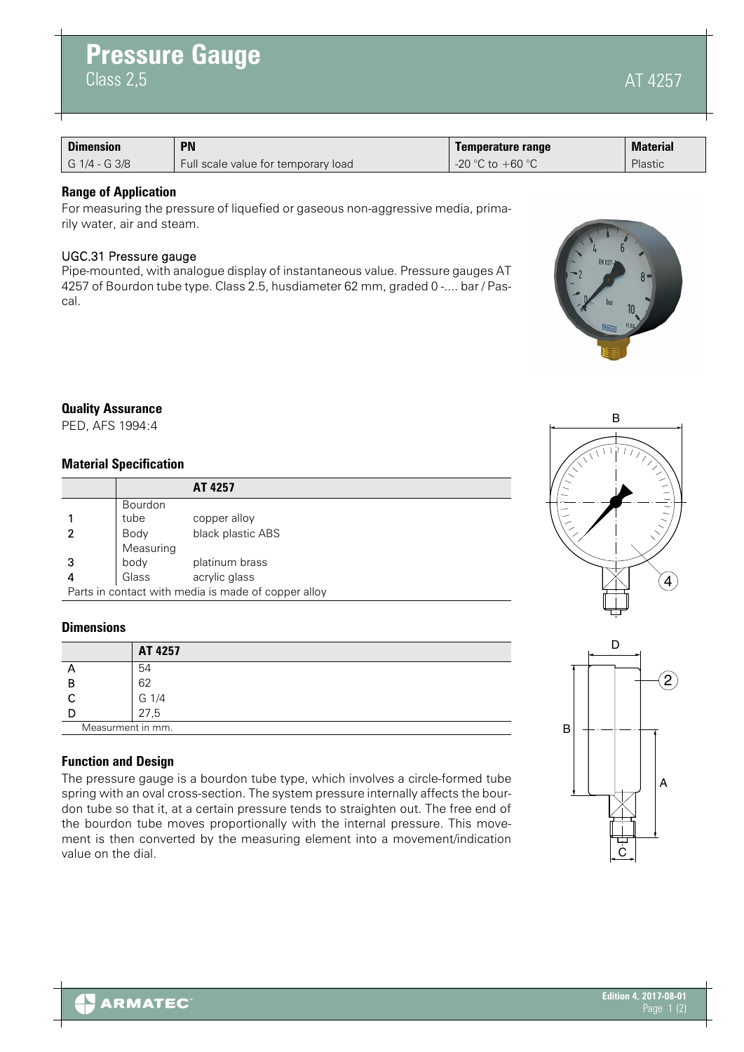# Pressure Gauge

Class 2,5

AT 4257

| Dimension | PN | Temperature range | Material |
|---|---|---|---|
| G 1/4 - G 3/8 | Full scale value for temporary load | -20 °C to +60 °C | Plastic |

## Range of Application

For measuring the pressure of liquefied or gaseous non-aggressive media, primarily water, air and steam.

### UGC.31 Pressure gauge

Pipe-mounted, with analogue display of instantaneous value. Pressure gauges AT 4257 of Bourdon tube type. Class 2.5, husdiameter 62 mm, graded 0 -.... bar / Pascal.

## Quality Assurance

PED, AFS 1994:4

## Material Specification

| | AT 4257 | |
|---|---|---|
| 1 | Bourdon tube | copper alloy |
| 2 | Body | black plastic ABS |
| 3 | Measuring body | platinum brass |
| 4 | Glass | acrylic glass |

Parts in contact with media is made of copper alloy

## Dimensions

| | AT 4257 |
|---|---|
| A | 54 |
| B | 62 |
| C | G 1/4 |
| D | 27,5 |

Measurment in mm.

## Function and Design

The pressure gauge is a bourdon tube type, which involves a circle-formed tube spring with an oval cross-section. The system pressure internally affects the bourdon tube so that it, at a certain pressure tends to straighten out. The free end of the bourdon tube moves proportionally with the internal pressure. This movement is then converted by the measuring element into a movement/indication value on the dial.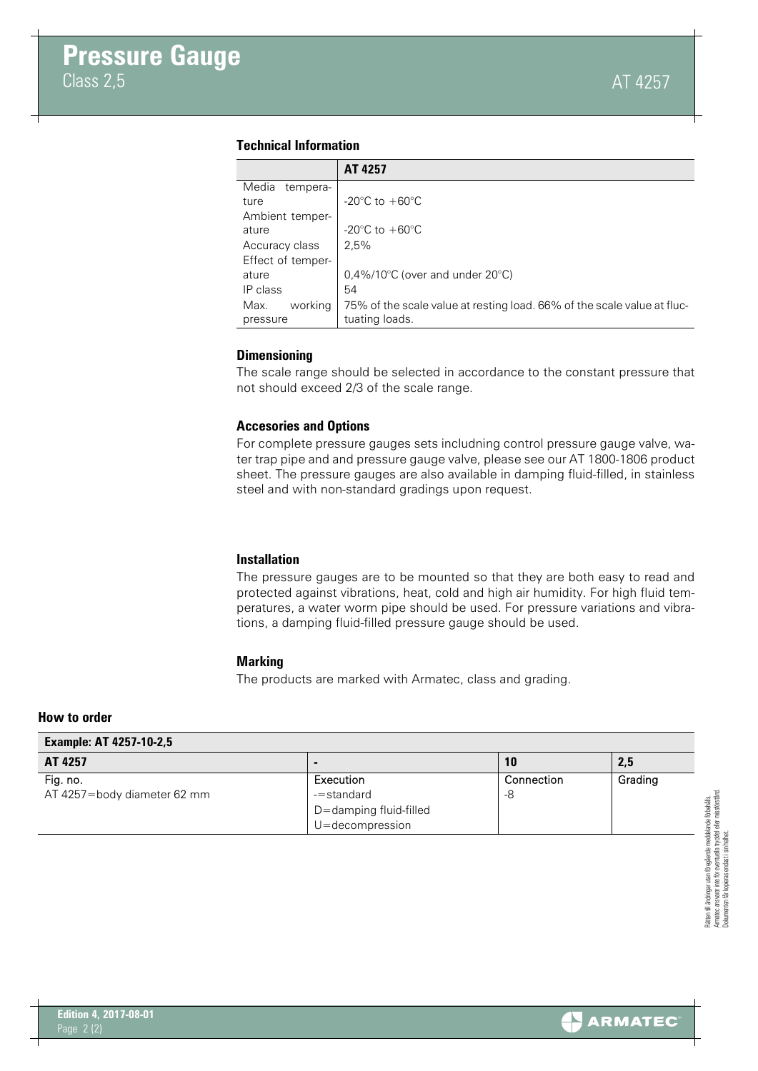# Pressure Gauge

Class 2,5

AT 4257

### Technical Information

| | AT 4257 |
|---|---|
| Media temperature | -20°C to +60°C |
| Ambient temperature | -20°C to +60°C |
| Accuracy class | 2,5% |
| Effect of temperature | 0,4%/10°C (over and under 20°C) |
| IP class | 54 |
| Max. working pressure | 75% of the scale value at resting load. 66% of the scale value at fluctuating loads. |

### Dimensioning

The scale range should be selected in accordance to the constant pressure that not should exceed 2/3 of the scale range.

### Accesories and Options

For complete pressure gauges sets includning control pressure gauge valve, water trap pipe and and pressure gauge valve, please see our AT 1800-1806 product sheet. The pressure gauges are also available in damping fluid-filled, in stainless steel and with non-standard gradings upon request.

### Installation

The pressure gauges are to be mounted so that they are both easy to read and protected against vibrations, heat, cold and high air humidity. For high fluid temperatures, a water worm pipe should be used. For pressure variations and vibrations, a damping fluid-filled pressure gauge should be used.

### Marking

The products are marked with Armatec, class and grading.

## How to order

**Example: AT 4257-10-2,5**

| AT 4257 | - | 10 | 2,5 |
|---|---|---|---|
| Fig. no.<br>AT 4257=body diameter 62 mm | Execution<br>-=standard<br>D=damping fluid-filled<br>U=decompression | Connection<br>-8 | Grading |

Rätten till ändringar utan föregående meddelande förbehålls. Armatec ansvarar inte för eventuella tryckfel eller missförstånd. Dokumenten får kopieras endast i sin helhet.

Edition 4, 2017-08-01